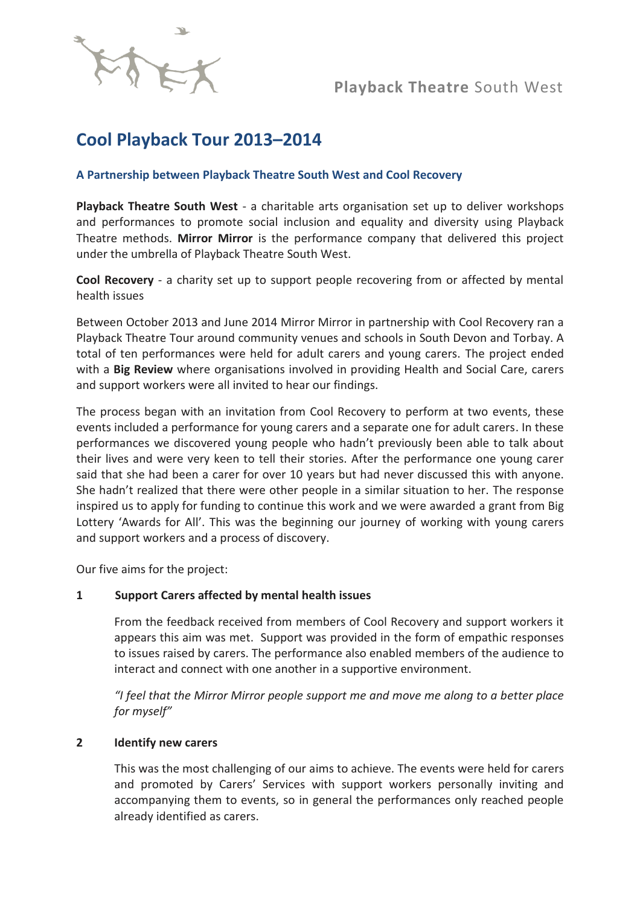Playback Theatre South West

# Cool Playback Tour 2013–2014

### A Partnership between Playback Theatre South West and Cool Recovery

**Playback Theatre South West** - a charitable arts organisation set up to deliver workshops and performances to promote social inclusion and equality and diversity using Playback Theatre methods. **Mirror Mirror** is the performance company that delivered this project under the umbrella of Playback Theatre South West.

**Cool Recovery** - a charity set up to support people recovering from or affected by mental health issues

Between October 2013 and June 2014 Mirror Mirror in partnership with Cool Recovery ran a Playback Theatre Tour around community venues and schools in South Devon and Torbay. A total of ten performances were held for adult carers and young carers. The project ended with a **Big Review** where organisations involved in providing Health and Social Care, carers and support workers were all invited to hear our findings.

The process began with an invitation from Cool Recovery to perform at two events, these events included a performance for young carers and a separate one for adult carers. In these performances we discovered young people who hadn't previously been able to talk about their lives and were very keen to tell their stories. After the performance one young carer said that she had been a carer for over 10 years but had never discussed this with anyone. She hadn't realized that there were other people in a similar situation to her. The response inspired us to apply for funding to continue this work and we were awarded a grant from Big Lottery 'Awards for All'. This was the beginning our journey of working with young carers and support workers and a process of discovery.

Our five aims for the project:

**1 Support Carers affected by mental health issues**

From the feedback received from members of Cool Recovery and support workers it appears this aim was met. Support was provided in the form of empathic responses to issues raised by carers. The performance also enabled members of the audience to interact and connect with one another in a supportive environment.

*"I feel that the Mirror Mirror people support me and move me along to a better place for myself"*

**2 Identify new carers**

This was the most challenging of our aims to achieve. The events were held for carers and promoted by Carers' Services with support workers personally inviting and accompanying them to events, so in general the performances only reached people already identified as carers.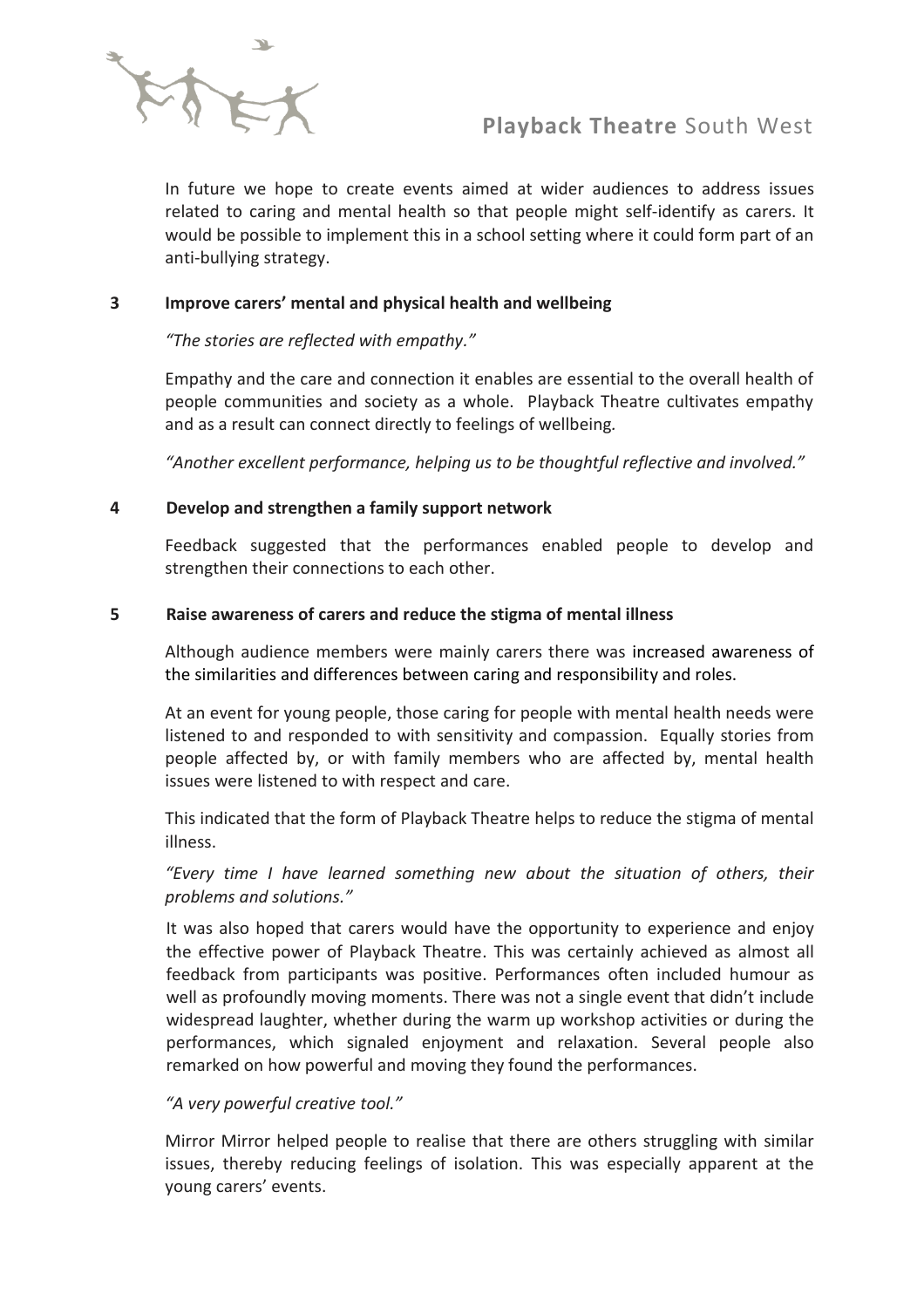In future we hope to create events aimed at wider audiences to address issues related to caring and mental health so that people might self-identify as carers. It would be possible to implement this in a school setting where it could form part of an anti-bullying strategy.

**3 Improve carers' mental and physical health and wellbeing**

*"The stories are reflected with empathy."*

Empathy and the care and connection it enables are essential to the overall health of people communities and society as a whole. Playback Theatre cultivates empathy and as a result can connect directly to feelings of wellbeing.

*"Another excellent performance, helping us to be thoughtful reflective and involved."*

**4 Develop and strengthen a family support network**

Feedback suggested that the performances enabled people to develop and strengthen their connections to each other.

**5 Raise awareness of carers and reduce the stigma of mental illness**

Although audience members were mainly carers there was increased awareness of the similarities and differences between caring and responsibility and roles.

At an event for young people, those caring for people with mental health needs were listened to and responded to with sensitivity and compassion. Equally stories from people affected by, or with family members who are affected by, mental health issues were listened to with respect and care.

This indicated that the form of Playback Theatre helps to reduce the stigma of mental illness.

*"Every time I have learned something new about the situation of others, their problems and solutions."*

It was also hoped that carers would have the opportunity to experience and enjoy the effective power of Playback Theatre. This was certainly achieved as almost all feedback from participants was positive. Performances often included humour as well as profoundly moving moments. There was not a single event that didn't include widespread laughter, whether during the warm up workshop activities or during the performances, which signaled enjoyment and relaxation. Several people also remarked on how powerful and moving they found the performances.

*"A very powerful creative tool."*

Mirror Mirror helped people to realise that there are others struggling with similar issues, thereby reducing feelings of isolation. This was especially apparent at the young carers' events.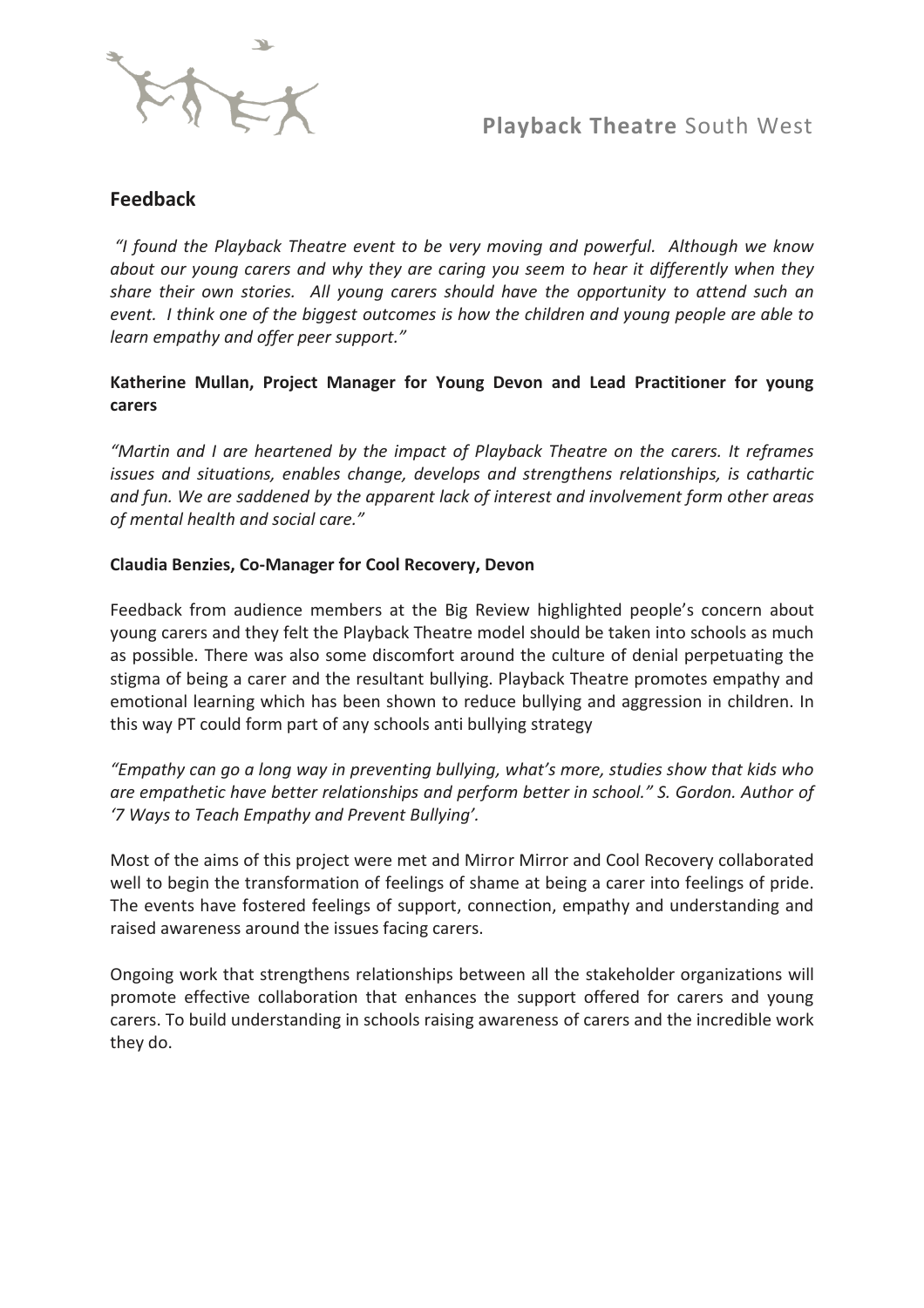## Feedback

*"I found the Playback Theatre event to be very moving and powerful. Although we know about our young carers and why they are caring you seem to hear it differently when they share their own stories. All young carers should have the opportunity to attend such an event. I think one of the biggest outcomes is how the children and young people are able to learn empathy and offer peer support."*

**Katherine Mullan, Project Manager for Young Devon and Lead Practitioner for young carers**

*"Martin and I are heartened by the impact of Playback Theatre on the carers. It reframes issues and situations, enables change, develops and strengthens relationships, is cathartic and fun. We are saddened by the apparent lack of interest and involvement form other areas of mental health and social care."*

**Claudia Benzies, Co-Manager for Cool Recovery, Devon**

Feedback from audience members at the Big Review highlighted people's concern about young carers and they felt the Playback Theatre model should be taken into schools as much as possible. There was also some discomfort around the culture of denial perpetuating the stigma of being a carer and the resultant bullying. Playback Theatre promotes empathy and emotional learning which has been shown to reduce bullying and aggression in children. In this way PT could form part of any schools anti bullying strategy

*"Empathy can go a long way in preventing bullying, what's more, studies show that kids who are empathetic have better relationships and perform better in school." S. Gordon. Author of '7 Ways to Teach Empathy and Prevent Bullying'.*

Most of the aims of this project were met and Mirror Mirror and Cool Recovery collaborated well to begin the transformation of feelings of shame at being a carer into feelings of pride. The events have fostered feelings of support, connection, empathy and understanding and raised awareness around the issues facing carers.

Ongoing work that strengthens relationships between all the stakeholder organizations will promote effective collaboration that enhances the support offered for carers and young carers. To build understanding in schools raising awareness of carers and the incredible work they do.